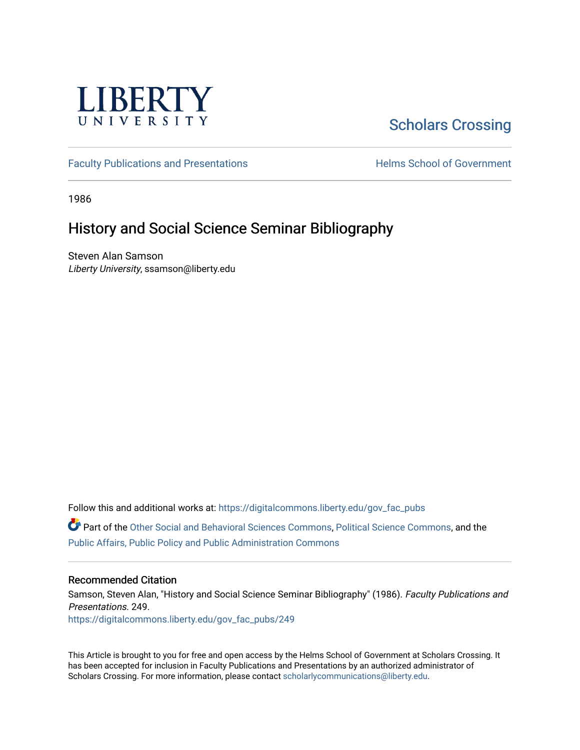LIBERTY UNIVERSITY

Scholars Crossing

Faculty Publications and Presentations

Helms School of Government

1986

# History and Social Science Seminar Bibliography

Steven Alan Samson
*Liberty University*, ssamson@liberty.edu

Follow this and additional works at: https://digitalcommons.liberty.edu/gov_fac_pubs

Part of the Other Social and Behavioral Sciences Commons, Political Science Commons, and the Public Affairs, Public Policy and Public Administration Commons

## Recommended Citation

Samson, Steven Alan, "History and Social Science Seminar Bibliography" (1986). *Faculty Publications and Presentations*. 249.
https://digitalcommons.liberty.edu/gov_fac_pubs/249

This Article is brought to you for free and open access by the Helms School of Government at Scholars Crossing. It has been accepted for inclusion in Faculty Publications and Presentations by an authorized administrator of Scholars Crossing. For more information, please contact scholarlycommunications@liberty.edu.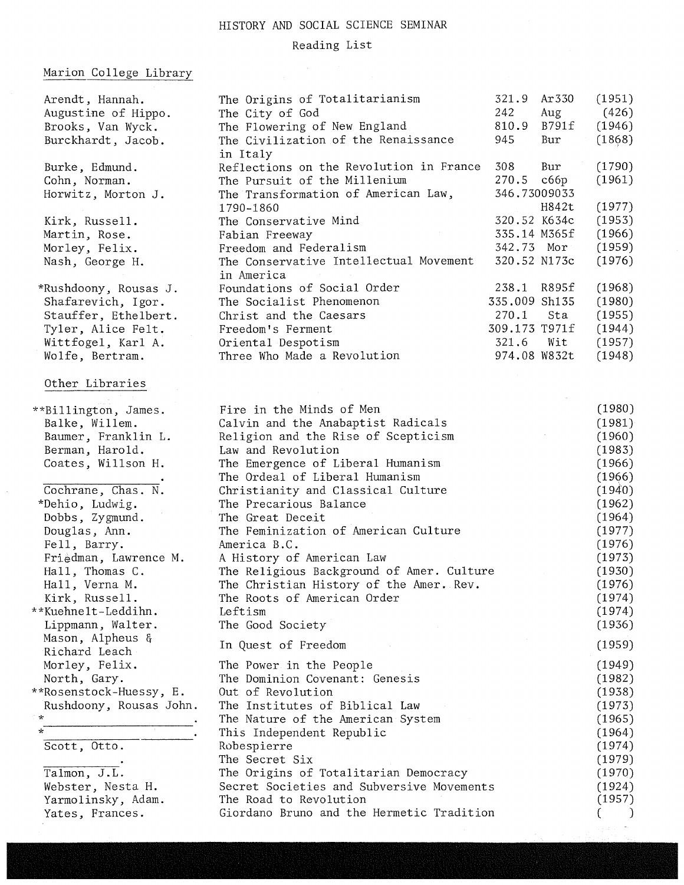# HISTORY AND SOCIAL SCIENCE SEMINAR

## Reading List

### Marion College Library

| Author | Title | Call Number | Year |
|---|---|---|---|
| Arendt, Hannah. | The Origins of Totalitarianism | 321.9 Ar330 | (1951) |
| Augustine of Hippo. | The City of God | 242 Aug | (426) |
| Brooks, Van Wyck. | The Flowering of New England | 810.9 B791f | (1946) |
| Burckhardt, Jacob. | The Civilization of the Renaissance in Italy | 945 Bur | (1868) |
| Burke, Edmund. | Reflections on the Revolution in France | 308 Bur | (1790) |
| Cohn, Norman. | The Pursuit of the Millenium | 270.5 c66p | (1961) |
| Horwitz, Morton J. | The Transformation of American Law, 1790-1860 | 346.73009033 H842t | (1977) |
| Kirk, Russell. | The Conservative Mind | 320.52 K634c | (1953) |
| Martin, Rose. | Fabian Freeway | 335.14 M365f | (1966) |
| Morley, Felix. | Freedom and Federalism | 342.73 Mor | (1959) |
| Nash, George H. | The Conservative Intellectual Movement in America | 320.52 N173c | (1976) |
| *Rushdoony, Rousas J. | Foundations of Social Order | 238.1 R895f | (1968) |
| Shafarevich, Igor. | The Socialist Phenomenon | 335.009 Sh135 | (1980) |
| Stauffer, Ethelbert. | Christ and the Caesars | 270.1 Sta | (1955) |
| Tyler, Alice Felt. | Freedom's Ferment | 309.173 T971f | (1944) |
| Wittfogel, Karl A. | Oriental Despotism | 321.6 Wit | (1957) |
| Wolfe, Bertram. | Three Who Made a Revolution | 974.08 W832t | (1948) |

### Other Libraries

| Author | Title | Year |
|---|---|---|
| **Billington, James. | Fire in the Minds of Men | (1980) |
| Balke, Willem. | Calvin and the Anabaptist Radicals | (1981) |
| Baumer, Franklin L. | Religion and the Rise of Scepticism | (1960) |
| Berman, Harold. | Law and Revolution | (1983) |
| Coates, Willson H. | The Emergence of Liberal Humanism | (1966) |
| ________. | The Ordeal of Liberal Humanism | (1966) |
| Cochrane, Chas. N. | Christianity and Classical Culture | (1940) |
| *Dehio, Ludwig. | The Precarious Balance | (1962) |
| Dobbs, Zygmund. | The Great Deceit | (1964) |
| Douglas, Ann. | The Feminization of American Culture | (1977) |
| Fell, Barry. | America B.C. | (1976) |
| Friedman, Lawrence M. | A History of American Law | (1973) |
| Hall, Thomas C. | The Religious Background of Amer. Culture | (1930) |
| Hall, Verna M. | The Christian History of the Amer. Rev. | (1976) |
| Kirk, Russell. | The Roots of American Order | (1974) |
| **Kuehnelt-Leddihn. | Leftism | (1974) |
| Lippmann, Walter. | The Good Society | (1936) |
| Mason, Alpheus & Richard Leach | In Quest of Freedom | (1959) |
| Morley, Felix. | The Power in the People | (1949) |
| North, Gary. | The Dominion Covenant: Genesis | (1982) |
| **Rosenstock-Huessy, E. | Out of Revolution | (1938) |
| Rushdoony, Rousas John. | The Institutes of Biblical Law | (1973) |
| *________. | The Nature of the American System | (1965) |
| *________. | This Independent Republic | (1964) |
| Scott, Otto. | Robespierre | (1974) |
| ________. | The Secret Six | (1979) |
| Talmon, J.L. | The Origins of Totalitarian Democracy | (1970) |
| Webster, Nesta H. | Secret Societies and Subversive Movements | (1924) |
| Yarmolinsky, Adam. | The Road to Revolution | (1957) |
| Yates, Frances. | Giordano Bruno and the Hermetic Tradition | ( ) |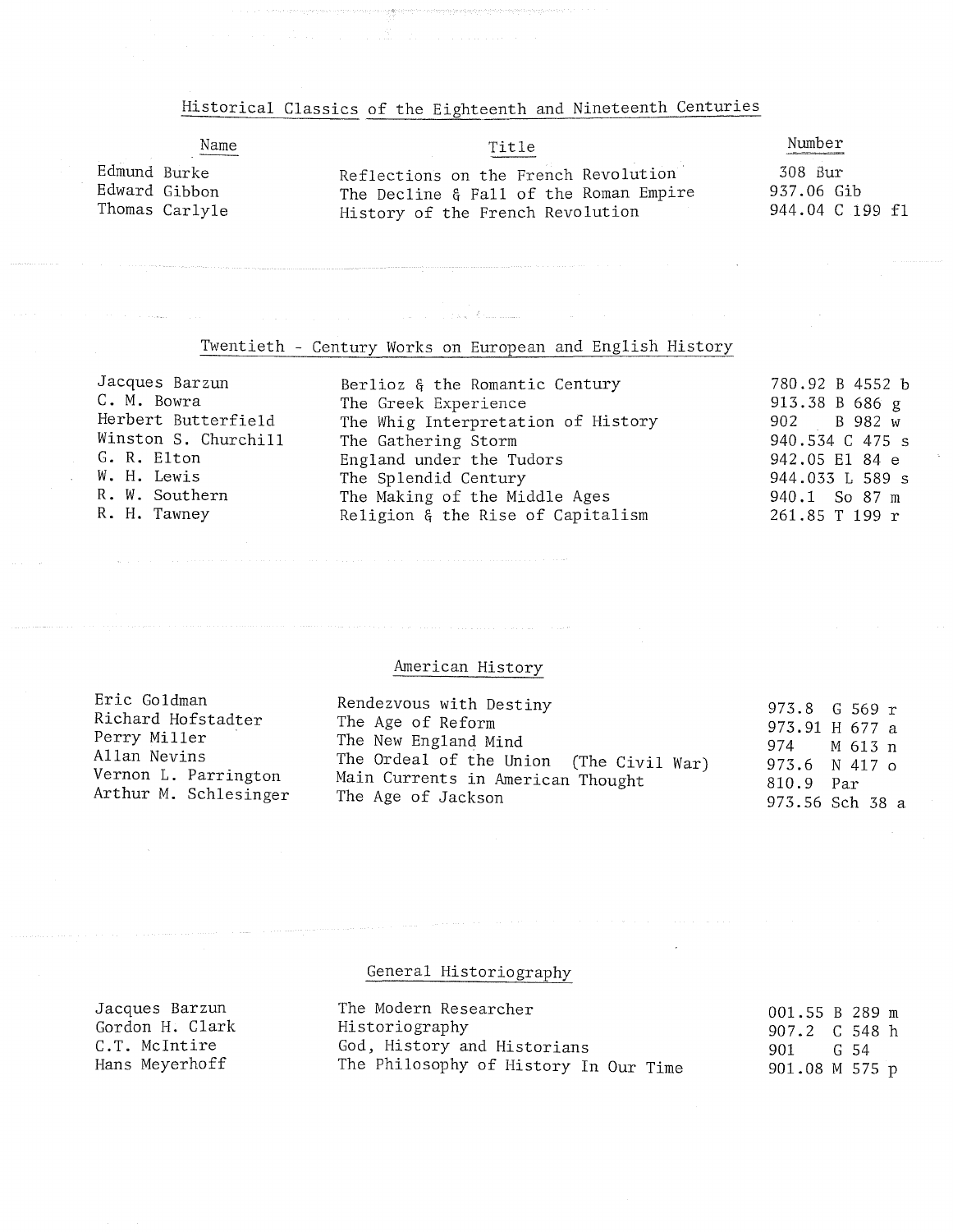## Historical Classics of the Eighteenth and Nineteenth Centuries

| Name | Title | Number |
|---|---|---|
| Edmund Burke | Reflections on the French Revolution | 308 Bur |
| Edward Gibbon | The Decline & Fall of the Roman Empire | 937.06 Gib |
| Thomas Carlyle | History of the French Revolution | 944.04 C 199 fl |

## Twentieth - Century Works on European and English History

| | | |
|---|---|---|
| Jacques Barzun | Berlioz & the Romantic Century | 780.92 B 4552 b |
| C. M. Bowra | The Greek Experience | 913.38 B 686 g |
| Herbert Butterfield | The Whig Interpretation of History | 902 B 982 w |
| Winston S. Churchill | The Gathering Storm | 940.534 C 475 s |
| G. R. Elton | England under the Tudors | 942.05 El 84 e |
| W. H. Lewis | The Splendid Century | 944.033 L 589 s |
| R. W. Southern | The Making of the Middle Ages | 940.1 So 87 m |
| R. H. Tawney | Religion & the Rise of Capitalism | 261.85 T 199 r |

## American History

| | | |
|---|---|---|
| Eric Goldman | Rendezvous with Destiny | 973.8 G 569 r |
| Richard Hofstadter | The Age of Reform | 973.91 H 677 a |
| Perry Miller | The New England Mind | 974 M 613 n |
| Allan Nevins | The Ordeal of the Union (The Civil War) | 973.6 N 417 o |
| Vernon L. Parrington | Main Currents in American Thought | 810.9 Par |
| Arthur M. Schlesinger | The Age of Jackson | 973.56 Sch 38 a |

## General Historiography

| | | |
|---|---|---|
| Jacques Barzun | The Modern Researcher | 001.55 B 289 m |
| Gordon H. Clark | Historiography | 907.2 C 548 h |
| C.T. McIntire | God, History and Historians | 901 G 54 |
| Hans Meyerhoff | The Philosophy of History In Our Time | 901.08 M 575 p |